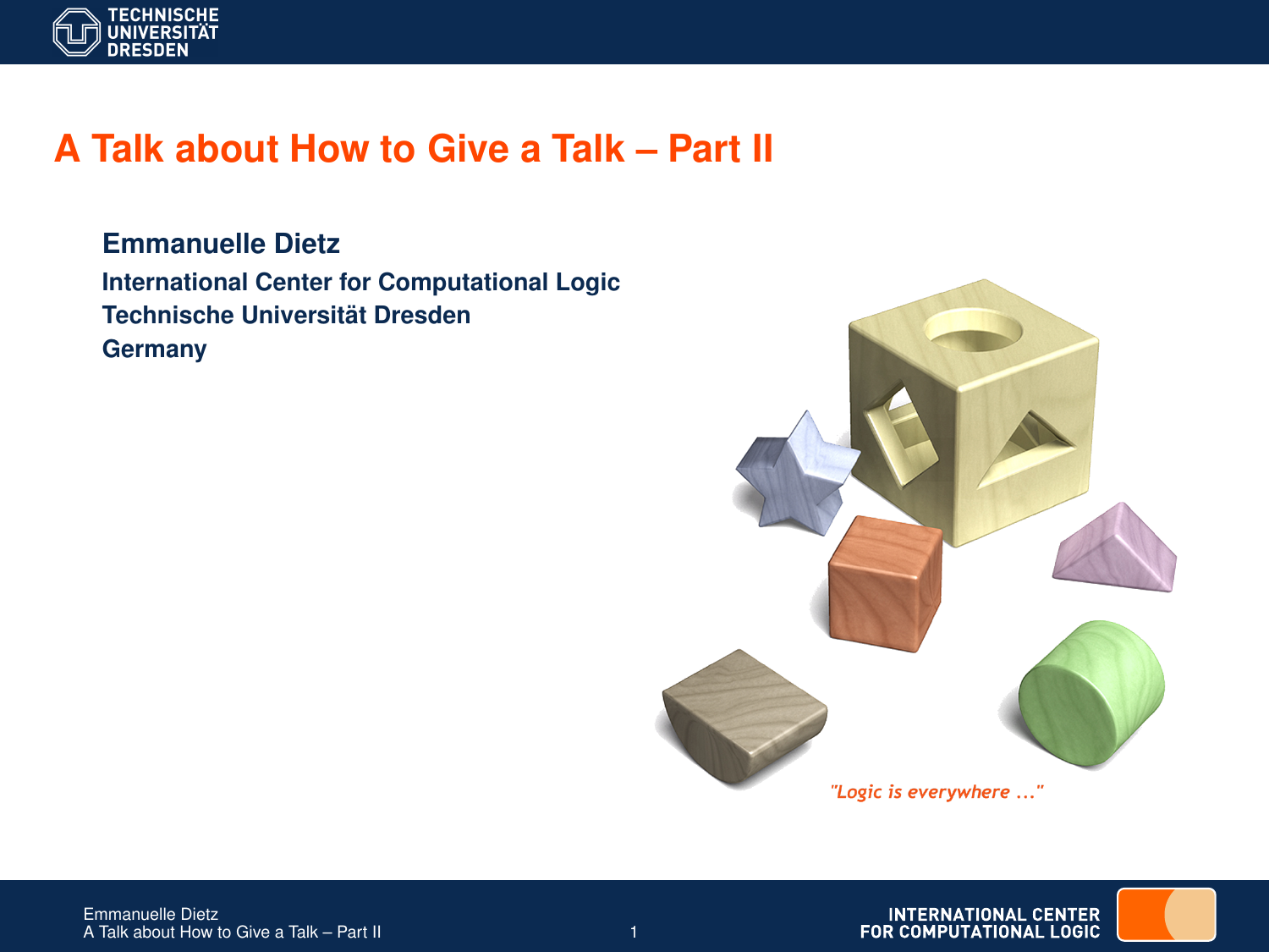# A Talk about How to Give a Talk – Part II

**Emmanuelle Dietz**

**International Center for Computational Logic**
**Technische Universität Dresden**
**Germany**

*"Logic is everywhere ..."*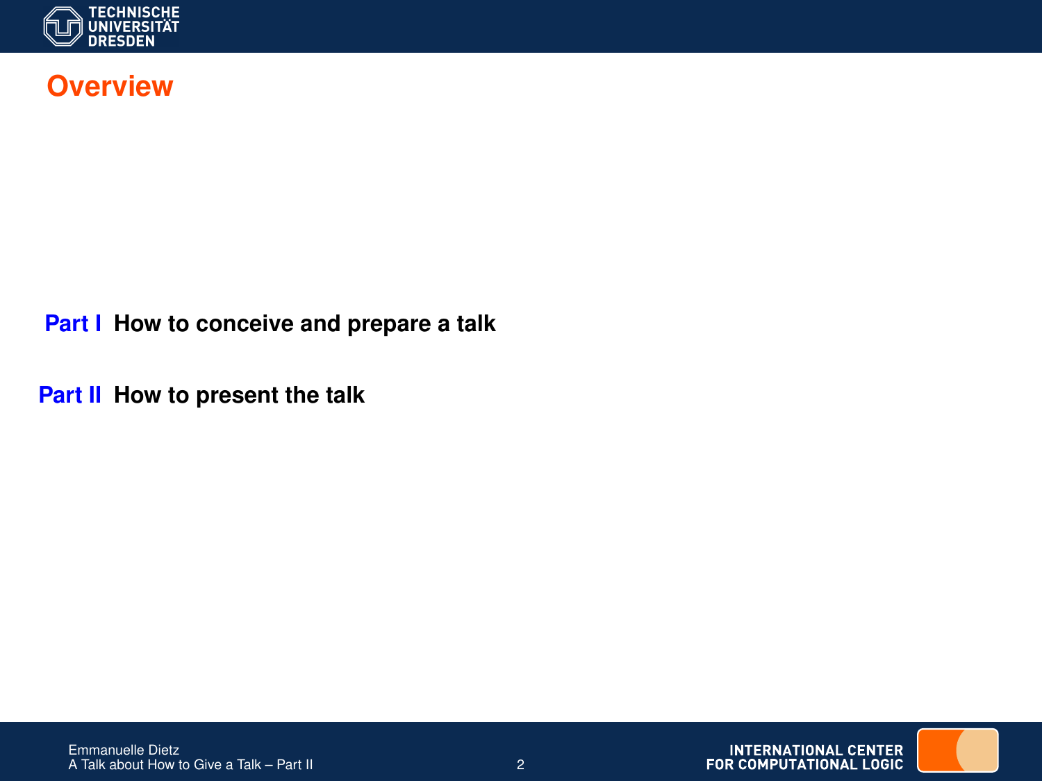# Overview

**Part I** **How to conceive and prepare a talk**

**Part II** **How to present the talk**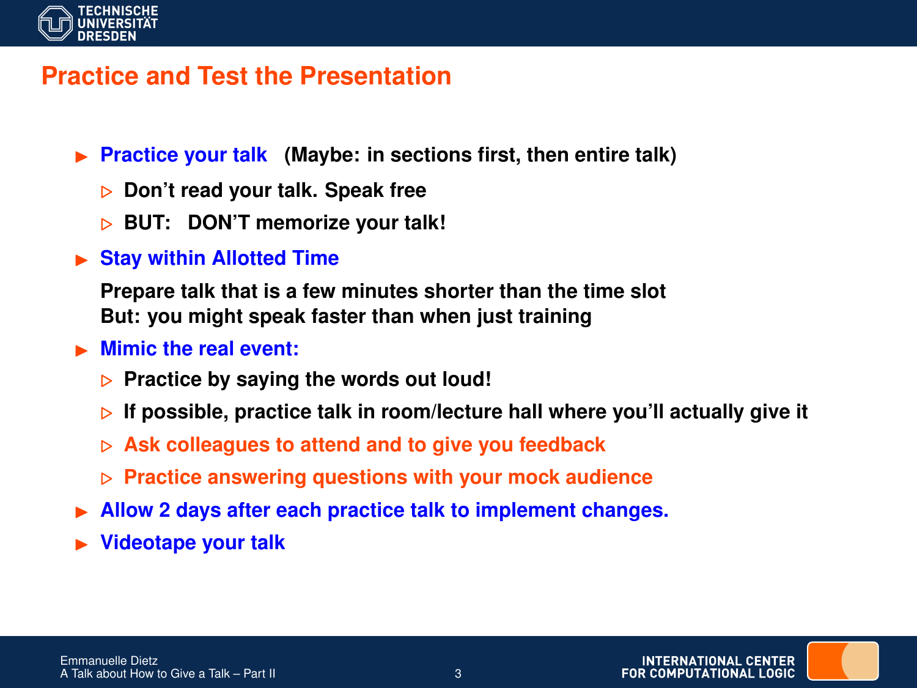## Practice and Test the Presentation

- **Practice your talk** **(Maybe: in sections first, then entire talk)**
  - **Don't read your talk. Speak free**
  - **BUT: DON'T memorize your talk!**
- **Stay within Allotted Time**

  **Prepare talk that is a few minutes shorter than the time slot**
  **But: you might speak faster than when just training**
- **Mimic the real event:**
  - **Practice by saying the words out loud!**
  - **If possible, practice talk in room/lecture hall where you'll actually give it**
  - **Ask colleagues to attend and to give you feedback**
  - **Practice answering questions with your mock audience**
- **Allow 2 days after each practice talk to implement changes.**
- **Videotape your talk**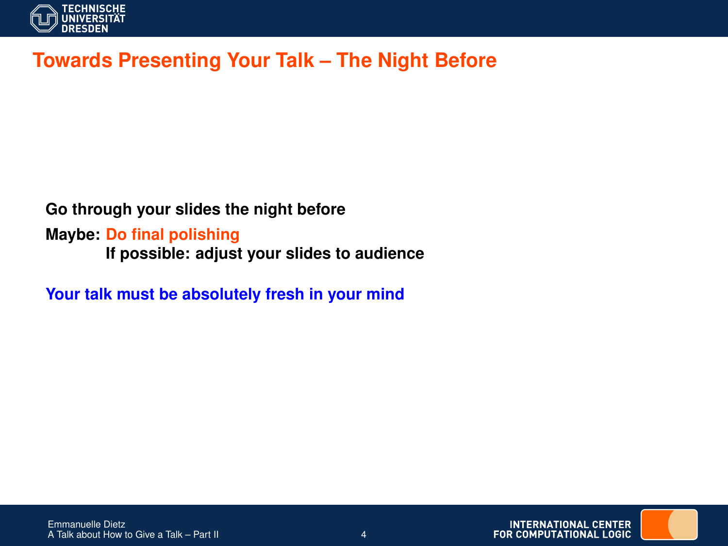# Towards Presenting Your Talk – The Night Before

**Go through your slides the night before**

**Maybe: Do final polishing**
**If possible: adjust your slides to audience**

**Your talk must be absolutely fresh in your mind**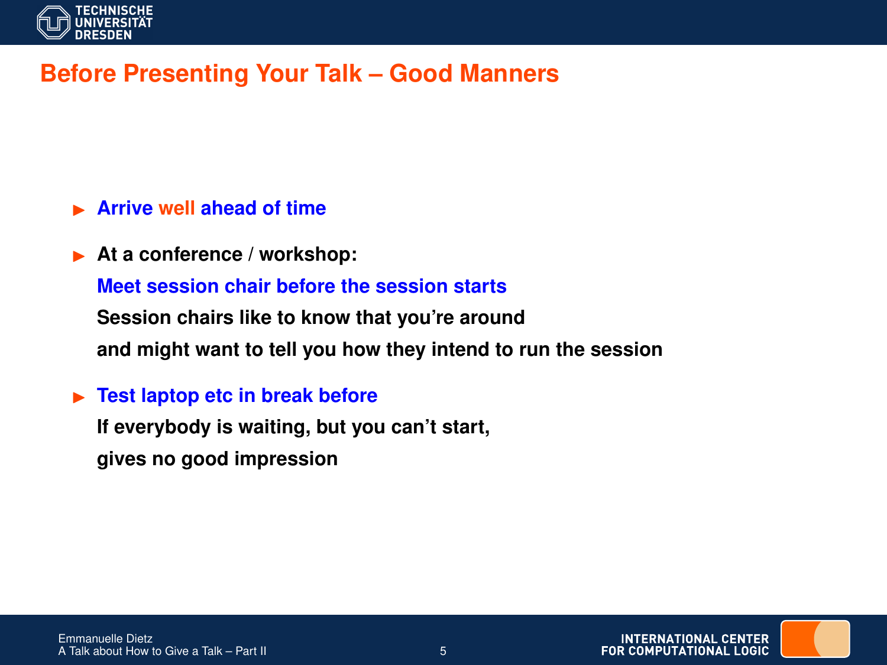## Before Presenting Your Talk – Good Manners

- **Arrive well ahead of time**
- **At a conference / workshop:**
  **Meet session chair before the session starts**
  **Session chairs like to know that you're around**
  **and might want to tell you how they intend to run the session**
- **Test laptop etc in break before**
  **If everybody is waiting, but you can't start,**
  **gives no good impression**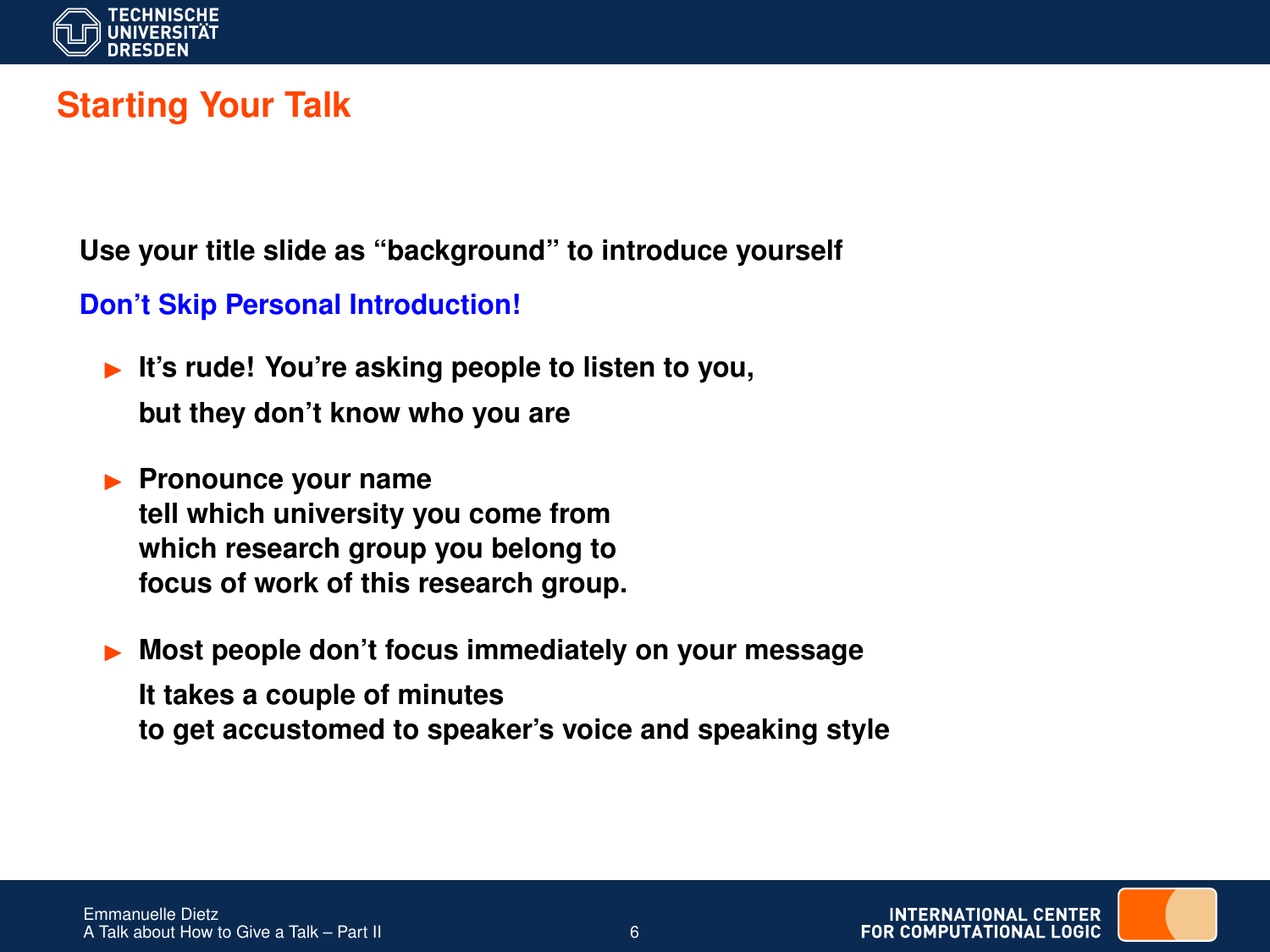## Starting Your Talk

**Use your title slide as "background" to introduce yourself**

**Don't Skip Personal Introduction!**

- **It's rude! You're asking people to listen to you,**
  **but they don't know who you are**
- **Pronounce your name**
  **tell which university you come from**
  **which research group you belong to**
  **focus of work of this research group.**
- **Most people don't focus immediately on your message**
  **It takes a couple of minutes**
  **to get accustomed to speaker's voice and speaking style**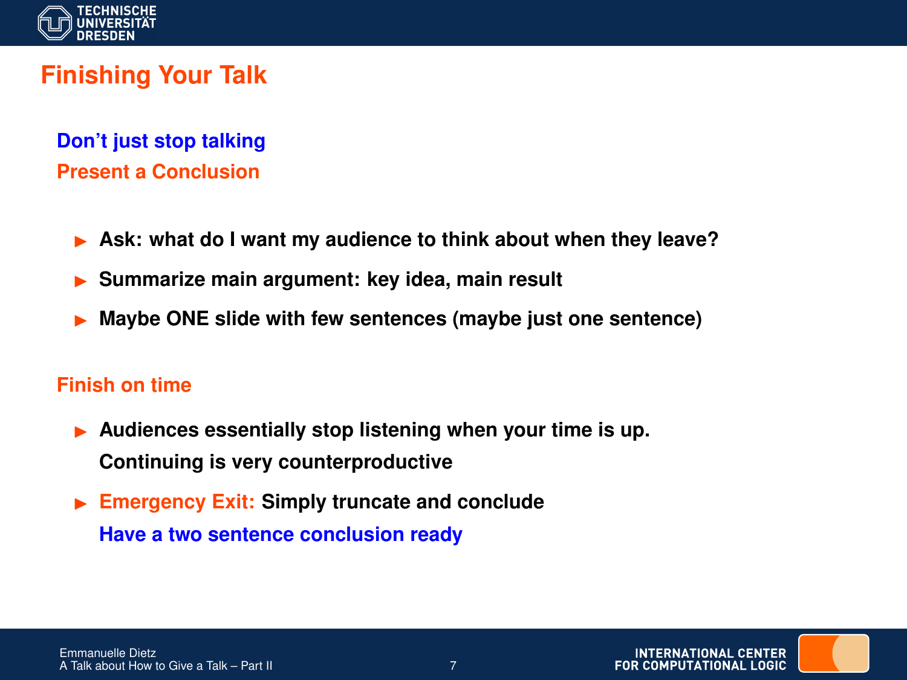# Finishing Your Talk

**Don't just stop talking**

**Present a Conclusion**

- **Ask: what do I want my audience to think about when they leave?**
- **Summarize main argument: key idea, main result**
- **Maybe ONE slide with few sentences (maybe just one sentence)**

**Finish on time**

- **Audiences essentially stop listening when your time is up.**
  **Continuing is very counterproductive**
- **Emergency Exit: Simply truncate and conclude**
  **Have a two sentence conclusion ready**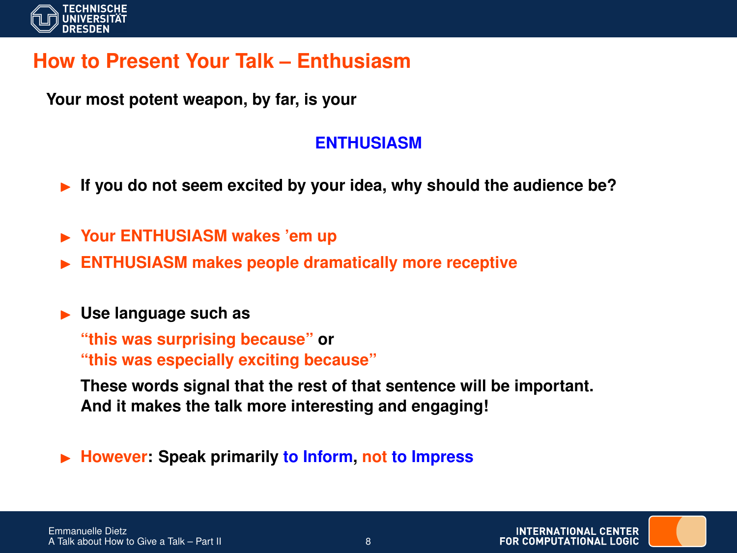# How to Present Your Talk – Enthusiasm

**Your most potent weapon, by far, is your**

**ENTHUSIASM**

- **If you do not seem excited by your idea, why should the audience be?**
- **Your ENTHUSIASM wakes 'em up**
- **ENTHUSIASM makes people dramatically more receptive**
- **Use language such as**

  **"this was surprising because" or**
  **"this was especially exciting because"**

  **These words signal that the rest of that sentence will be important.**
  **And it makes the talk more interesting and engaging!**

- **However: Speak primarily to Inform, not to Impress**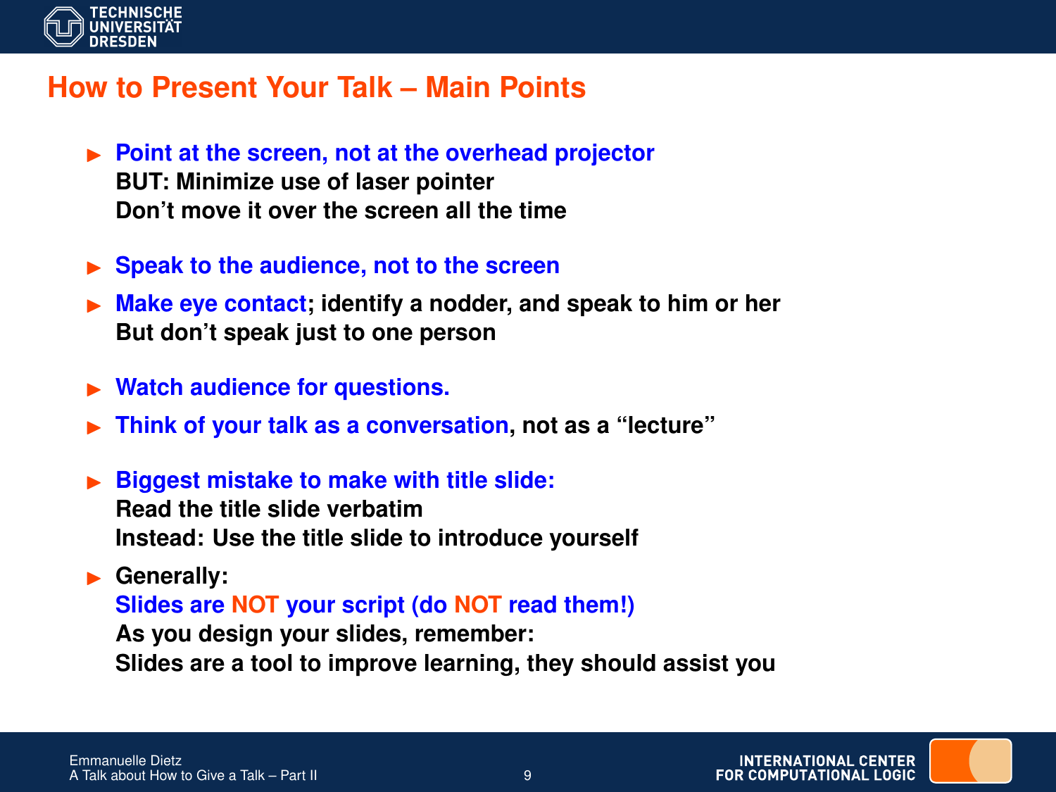## How to Present Your Talk – Main Points

- **Point at the screen, not at the overhead projector**
  **BUT: Minimize use of laser pointer**
  **Don't move it over the screen all the time**
- **Speak to the audience, not to the screen**
- **Make eye contact; identify a nodder, and speak to him or her**
  **But don't speak just to one person**
- **Watch audience for questions.**
- **Think of your talk as a conversation, not as a "lecture"**
- **Biggest mistake to make with title slide:**
  **Read the title slide verbatim**
  **Instead: Use the title slide to introduce yourself**
- **Generally:**
  **Slides are NOT your script (do NOT read them!)**
  **As you design your slides, remember:**
  **Slides are a tool to improve learning, they should assist you**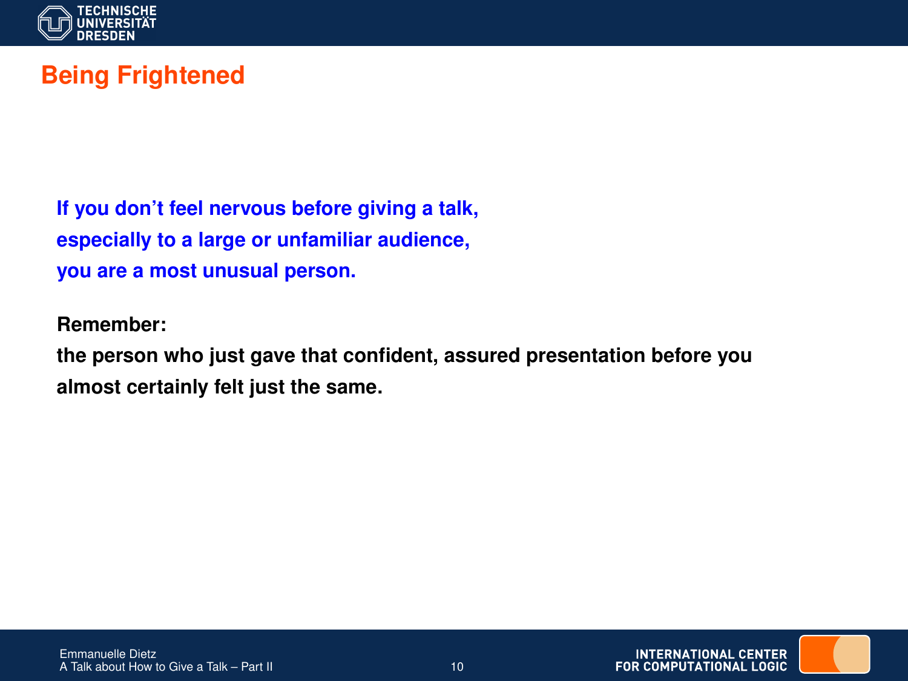# Being Frightened

**If you don't feel nervous before giving a talk,**
**especially to a large or unfamiliar audience,**
**you are a most unusual person.**

**Remember:**
**the person who just gave that confident, assured presentation before you almost certainly felt just the same.**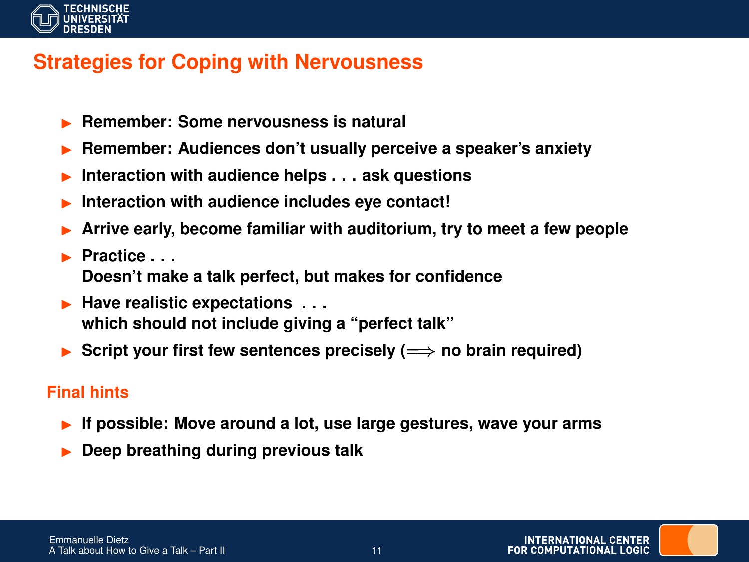## Strategies for Coping with Nervousness

- **Remember: Some nervousness is natural**
- **Remember: Audiences don't usually perceive a speaker's anxiety**
- **Interaction with audience helps . . . ask questions**
- **Interaction with audience includes eye contact!**
- **Arrive early, become familiar with auditorium, try to meet a few people**
- **Practice . . .**
  **Doesn't make a talk perfect, but makes for confidence**
- **Have realistic expectations . . .**
  **which should not include giving a "perfect talk"**
- **Script your first few sentences precisely ($\Longrightarrow$ no brain required)**

### Final hints

- **If possible: Move around a lot, use large gestures, wave your arms**
- **Deep breathing during previous talk**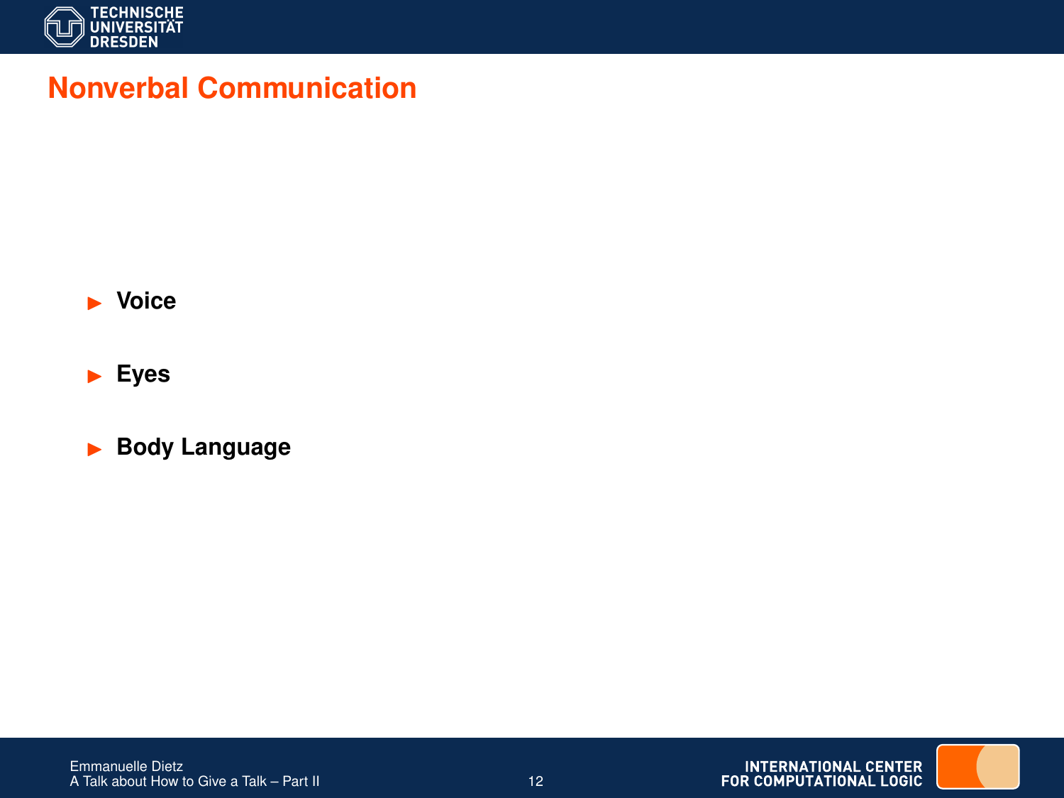# Nonverbal Communication

- **Voice**
- **Eyes**
- **Body Language**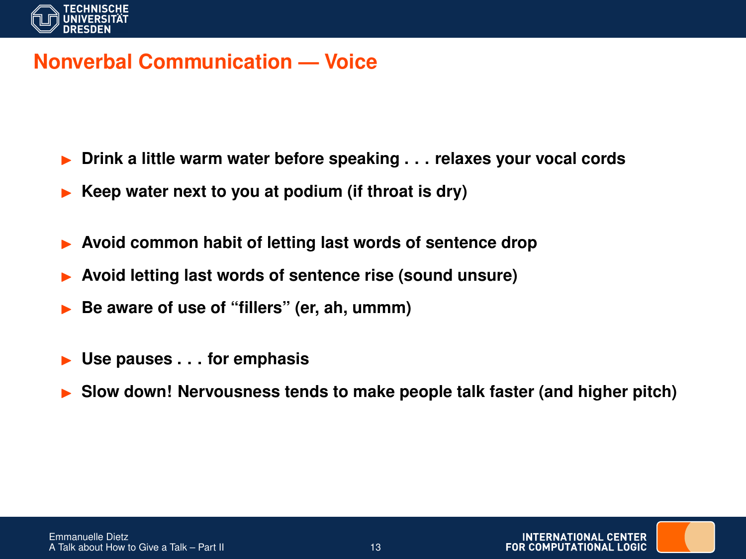# Nonverbal Communication — Voice

- **Drink a little warm water before speaking . . . relaxes your vocal cords**
- **Keep water next to you at podium (if throat is dry)**

- **Avoid common habit of letting last words of sentence drop**
- **Avoid letting last words of sentence rise (sound unsure)**
- **Be aware of use of "fillers" (er, ah, ummm)**

- **Use pauses . . . for emphasis**
- **Slow down! Nervousness tends to make people talk faster (and higher pitch)**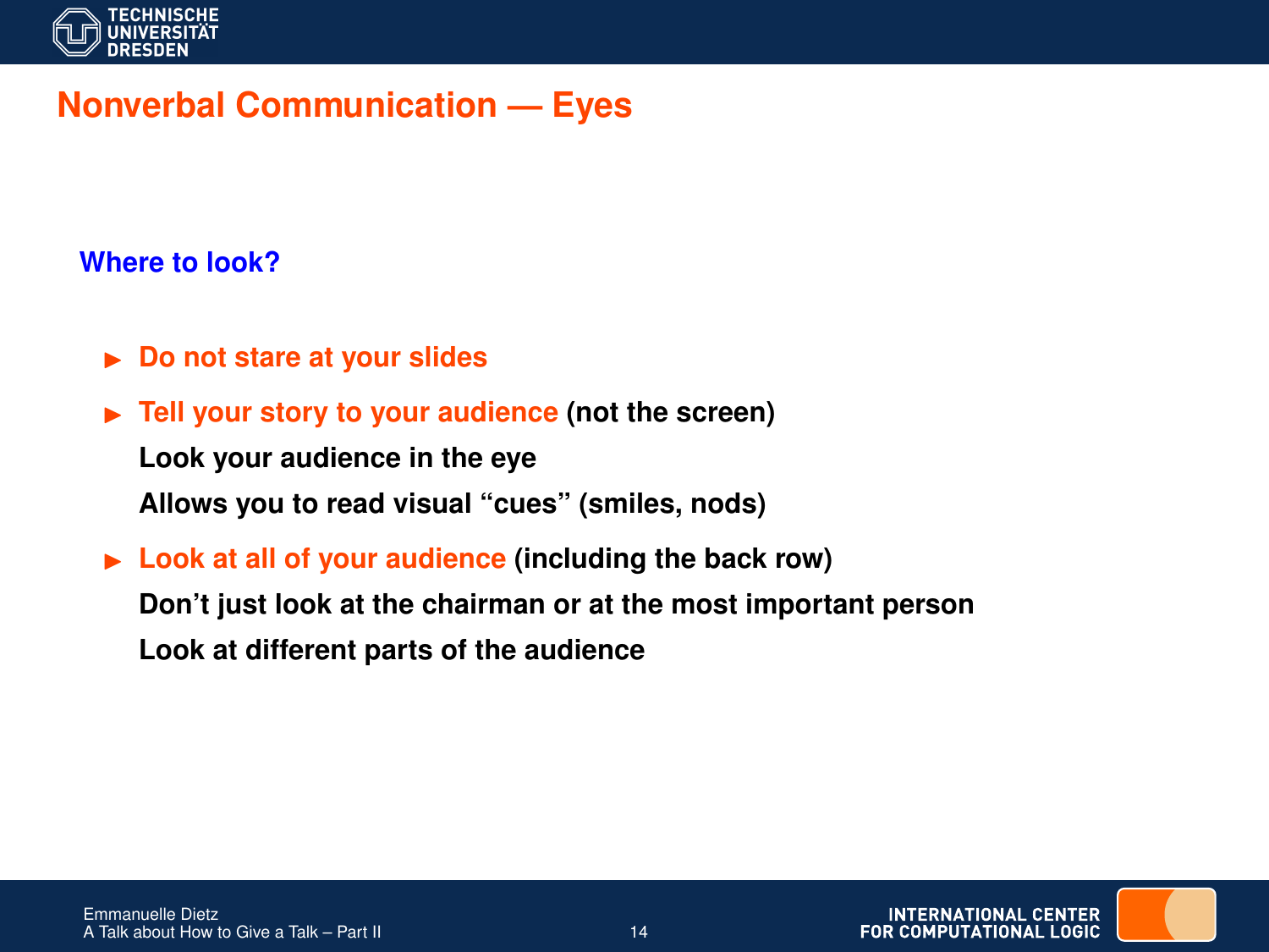# Nonverbal Communication — Eyes

**Where to look?**

- **Do not stare at your slides**
- **Tell your story to your audience (not the screen)**
  **Look your audience in the eye**
  **Allows you to read visual “cues” (smiles, nods)**
- **Look at all of your audience (including the back row)**
  **Don’t just look at the chairman or at the most important person**
  **Look at different parts of the audience**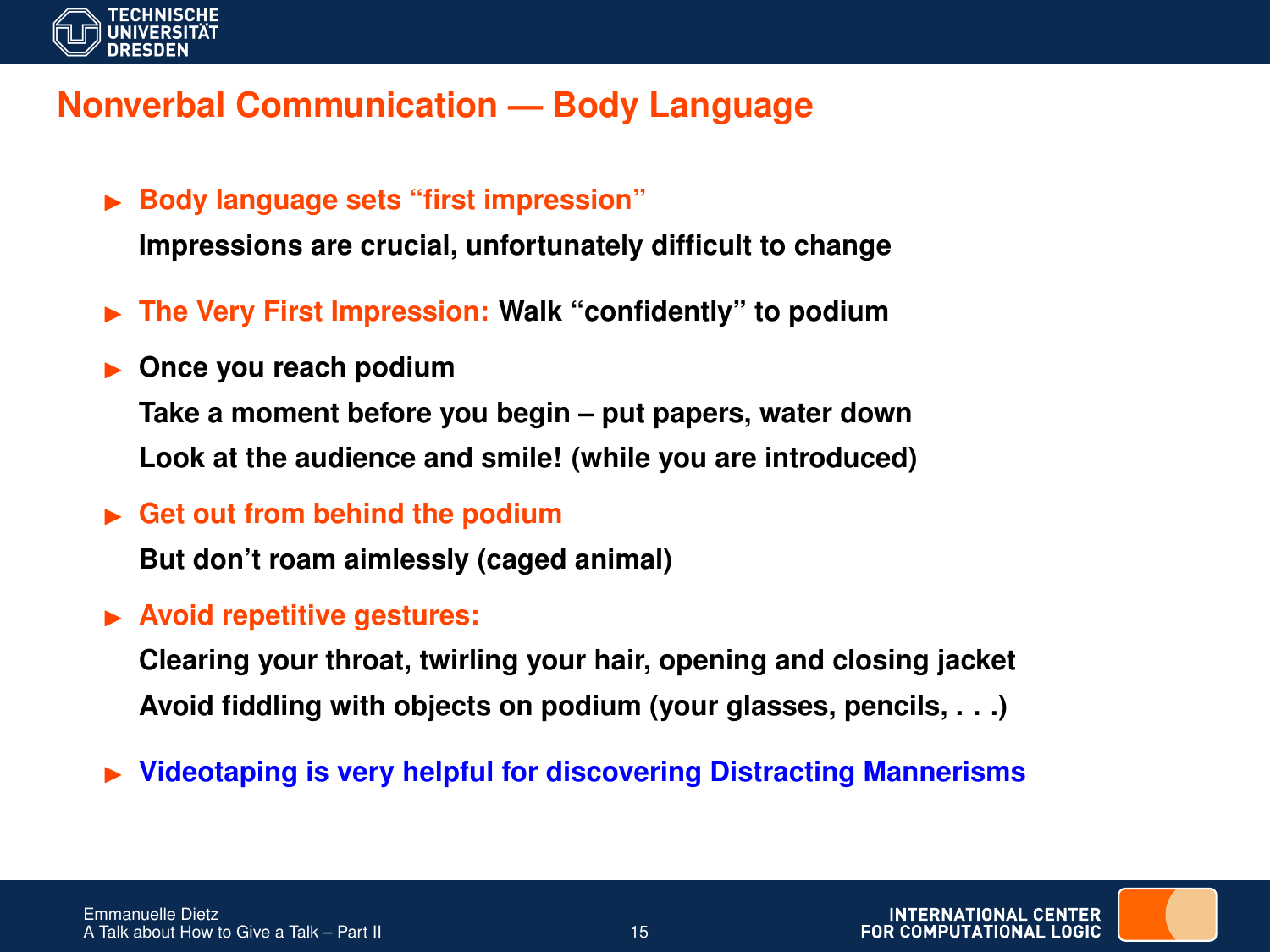# Nonverbal Communication — Body Language

- **Body language sets “first impression”**
  
  **Impressions are crucial, unfortunately difficult to change**

- **The Very First Impression: Walk “confidently” to podium**

- **Once you reach podium**
  
  **Take a moment before you begin – put papers, water down**
  
  **Look at the audience and smile! (while you are introduced)**

- **Get out from behind the podium**
  
  **But don’t roam aimlessly (caged animal)**

- **Avoid repetitive gestures:**
  
  **Clearing your throat, twirling your hair, opening and closing jacket**
  
  **Avoid fiddling with objects on podium (your glasses, pencils, . . .)**

- **Videotaping is very helpful for discovering Distracting Mannerisms**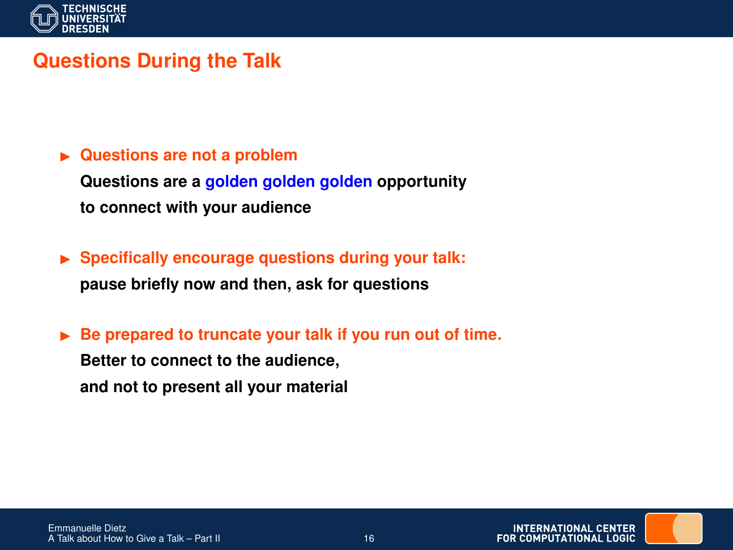# Questions During the Talk

- **Questions are not a problem**

  **Questions are a golden golden golden opportunity**
  **to connect with your audience**

- **Specifically encourage questions during your talk:**

  **pause briefly now and then, ask for questions**

- **Be prepared to truncate your talk if you run out of time.**

  **Better to connect to the audience,**
  **and not to present all your material**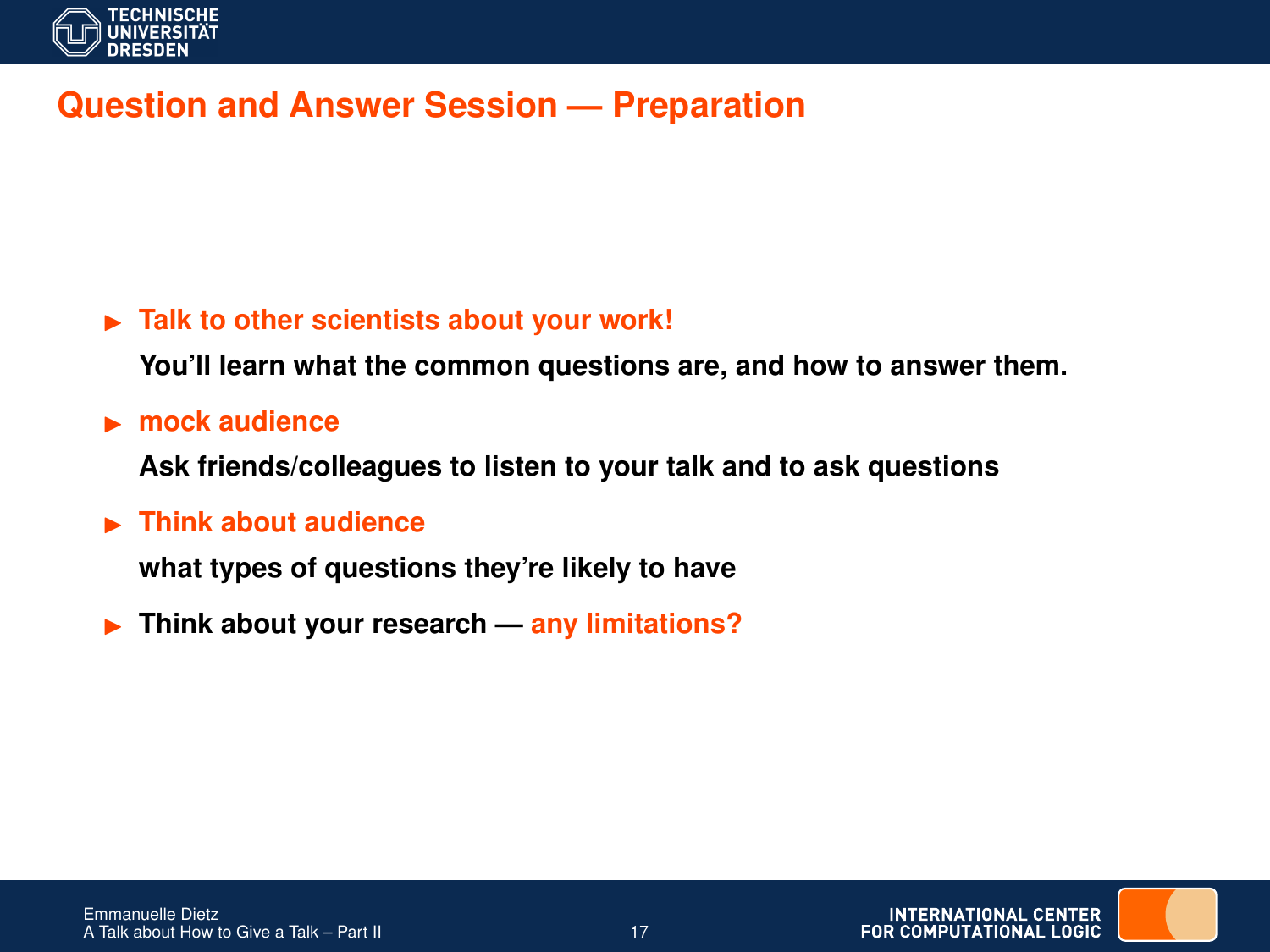# Question and Answer Session — Preparation

- **Talk to other scientists about your work!**

  **You'll learn what the common questions are, and how to answer them.**

- **mock audience**

  **Ask friends/colleagues to listen to your talk and to ask questions**

- **Think about audience**

  **what types of questions they're likely to have**

- **Think about your research — any limitations?**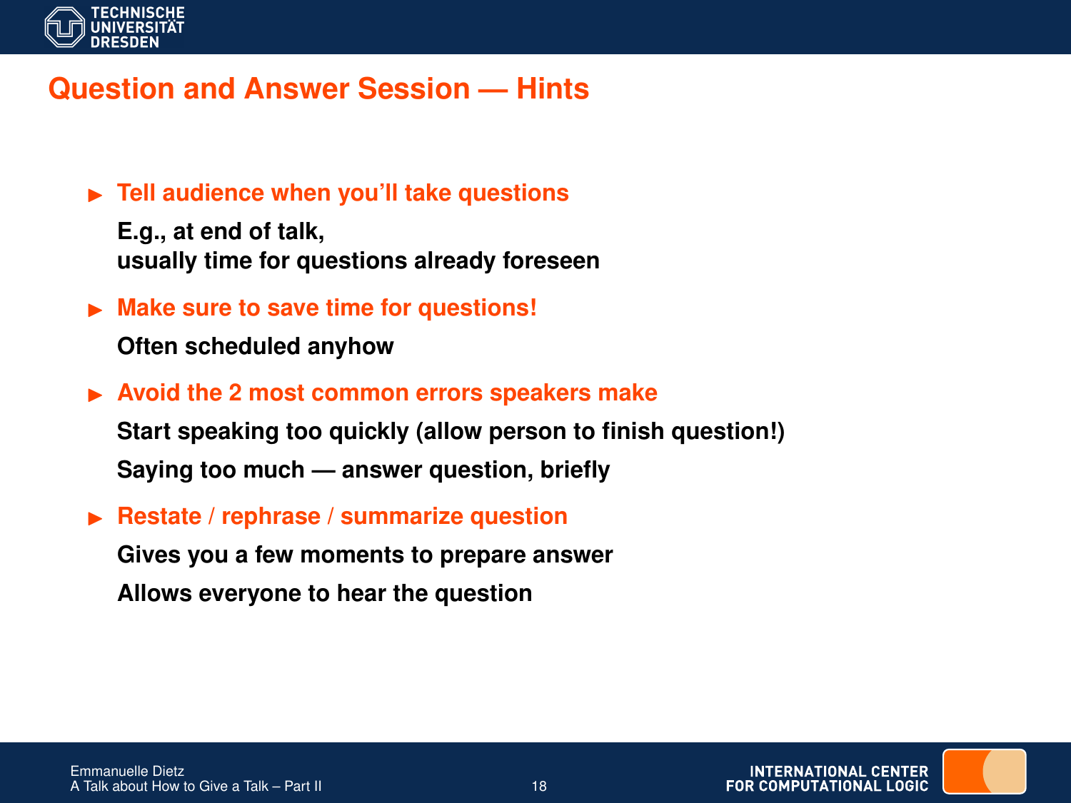# Question and Answer Session — Hints

- **Tell audience when you'll take questions**

  **E.g., at end of talk,
  usually time for questions already foreseen**

- **Make sure to save time for questions!**

  **Often scheduled anyhow**

- **Avoid the 2 most common errors speakers make**

  **Start speaking too quickly (allow person to finish question!)**

  **Saying too much — answer question, briefly**

- **Restate / rephrase / summarize question**

  **Gives you a few moments to prepare answer**

  **Allows everyone to hear the question**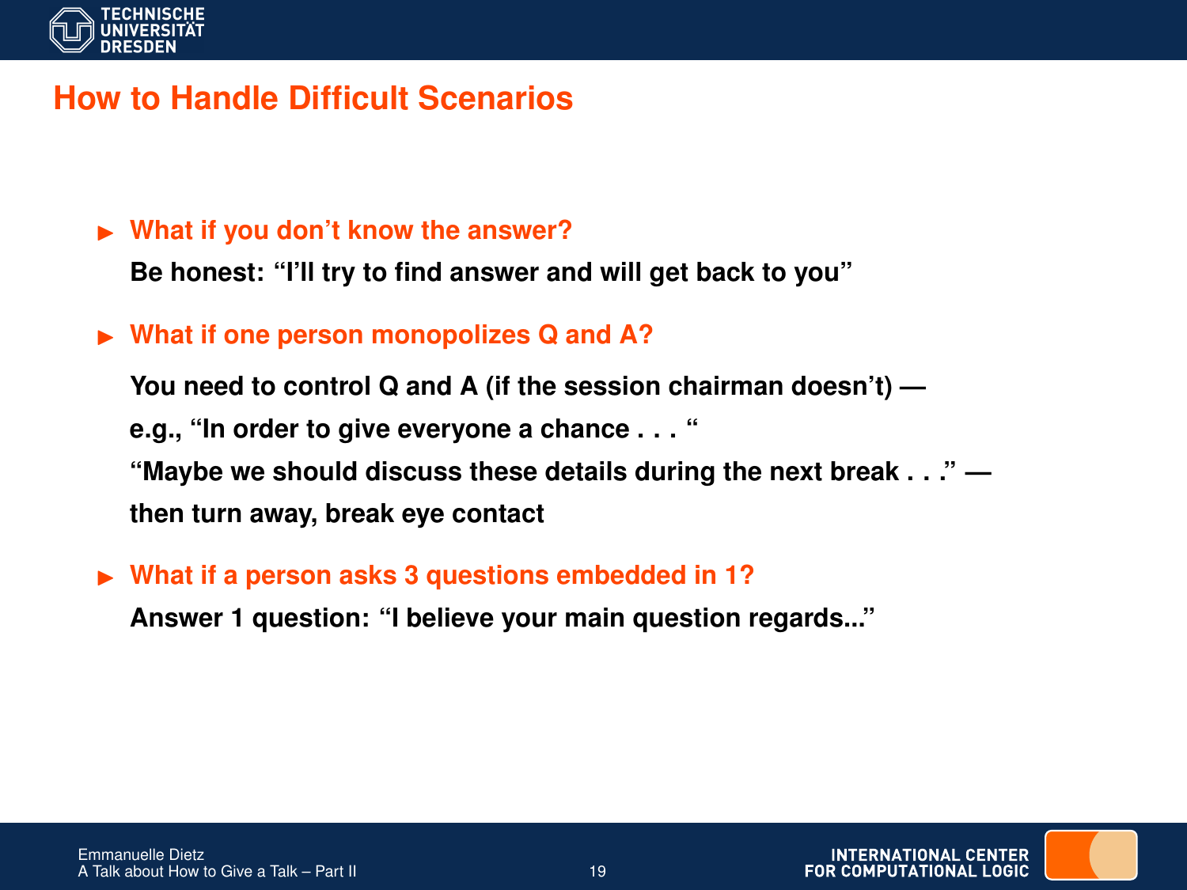# How to Handle Difficult Scenarios

- **What if you don't know the answer?**
  **Be honest: "I'll try to find answer and will get back to you"**
- **What if one person monopolizes Q and A?**
  **You need to control Q and A (if the session chairman doesn't) —**
  **e.g., "In order to give everyone a chance . . . "**
  **"Maybe we should discuss these details during the next break . . ." —**
  **then turn away, break eye contact**
- **What if a person asks 3 questions embedded in 1?**
  **Answer 1 question: "I believe your main question regards..."**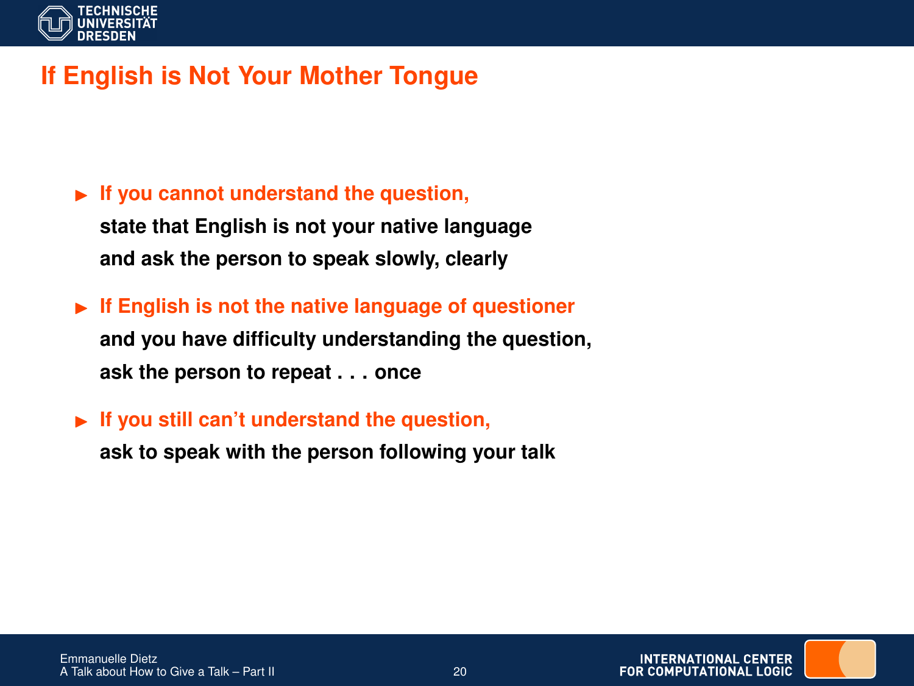# If English is Not Your Mother Tongue

- **If you cannot understand the question,**
  **state that English is not your native language**
  **and ask the person to speak slowly, clearly**
- **If English is not the native language of questioner**
  **and you have difficulty understanding the question,**
  **ask the person to repeat . . . once**
- **If you still can't understand the question,**
  **ask to speak with the person following your talk**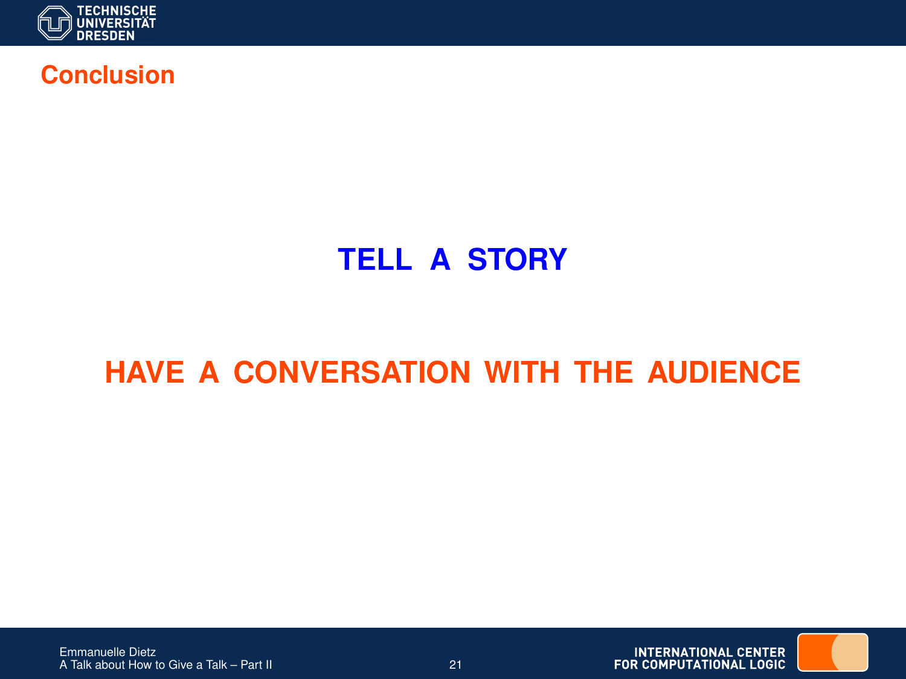## Conclusion

**TELL A STORY**

**HAVE A CONVERSATION WITH THE AUDIENCE**